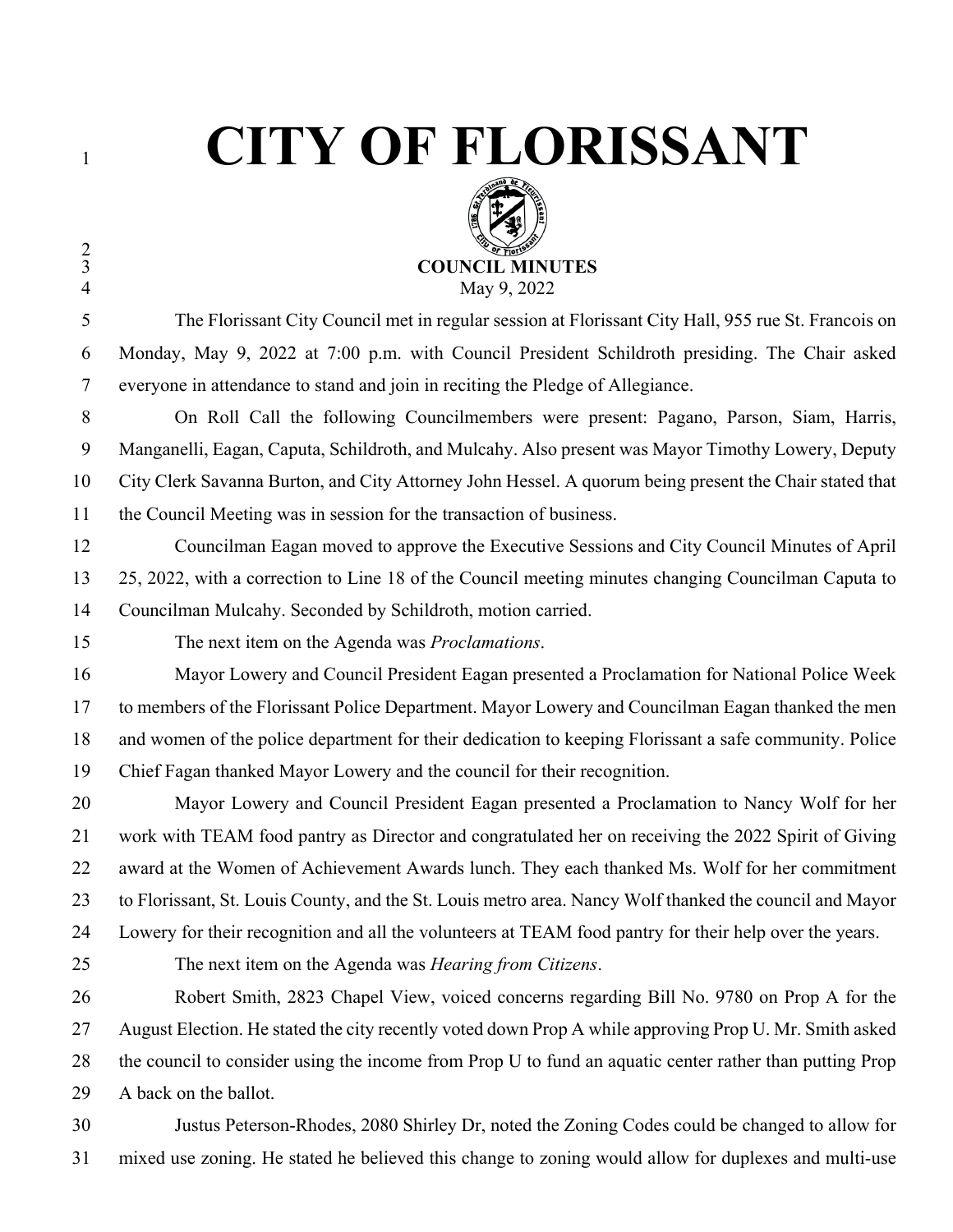# CITY OF FLORISSANT

### COUNCIL MINUTES

May 9, 2022

The Florissant City Council met in regular session at Florissant City Hall, 955 rue St. Francois on Monday, May 9, 2022 at 7:00 p.m. with Council President Schildroth presiding. The Chair asked everyone in attendance to stand and join in reciting the Pledge of Allegiance.

On Roll Call the following Councilmembers were present: Pagano, Parson, Siam, Harris, Manganelli, Eagan, Caputa, Schildroth, and Mulcahy. Also present was Mayor Timothy Lowery, Deputy City Clerk Savanna Burton, and City Attorney John Hessel. A quorum being present the Chair stated that the Council Meeting was in session for the transaction of business.

Councilman Eagan moved to approve the Executive Sessions and City Council Minutes of April 25, 2022, with a correction to Line 18 of the Council meeting minutes changing Councilman Caputa to Councilman Mulcahy. Seconded by Schildroth, motion carried.

The next item on the Agenda was *Proclamations*.

Mayor Lowery and Council President Eagan presented a Proclamation for National Police Week to members of the Florissant Police Department. Mayor Lowery and Councilman Eagan thanked the men and women of the police department for their dedication to keeping Florissant a safe community. Police Chief Fagan thanked Mayor Lowery and the council for their recognition.

Mayor Lowery and Council President Eagan presented a Proclamation to Nancy Wolf for her work with TEAM food pantry as Director and congratulated her on receiving the 2022 Spirit of Giving award at the Women of Achievement Awards lunch. They each thanked Ms. Wolf for her commitment to Florissant, St. Louis County, and the St. Louis metro area. Nancy Wolf thanked the council and Mayor Lowery for their recognition and all the volunteers at TEAM food pantry for their help over the years.

The next item on the Agenda was *Hearing from Citizens*.

Robert Smith, 2823 Chapel View, voiced concerns regarding Bill No. 9780 on Prop A for the August Election. He stated the city recently voted down Prop A while approving Prop U. Mr. Smith asked the council to consider using the income from Prop U to fund an aquatic center rather than putting Prop A back on the ballot.

Justus Peterson-Rhodes, 2080 Shirley Dr, noted the Zoning Codes could be changed to allow for mixed use zoning. He stated he believed this change to zoning would allow for duplexes and multi-use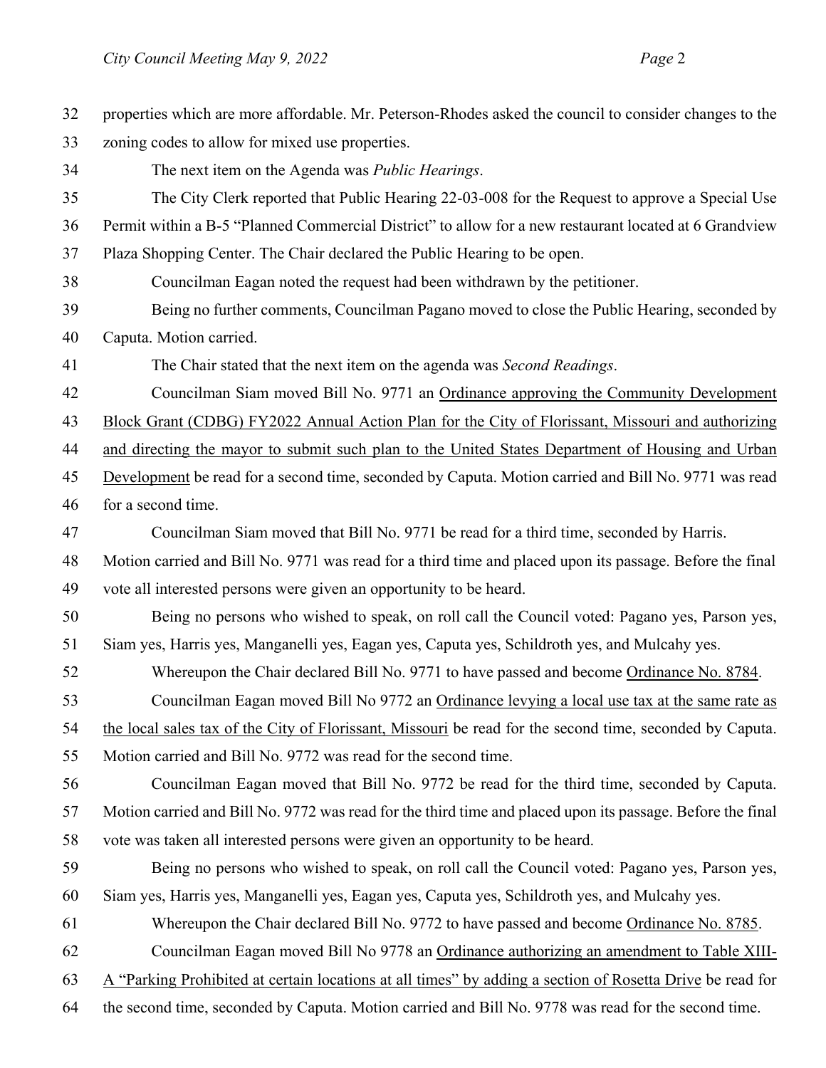properties which are more affordable. Mr. Peterson-Rhodes asked the council to consider changes to the zoning codes to allow for mixed use properties.

The next item on the Agenda was *Public Hearings*.

The City Clerk reported that Public Hearing 22-03-008 for the Request to approve a Special Use Permit within a B-5 "Planned Commercial District" to allow for a new restaurant located at 6 Grandview Plaza Shopping Center. The Chair declared the Public Hearing to be open.

Councilman Eagan noted the request had been withdrawn by the petitioner.

Being no further comments, Councilman Pagano moved to close the Public Hearing, seconded by Caputa. Motion carried.

The Chair stated that the next item on the agenda was *Second Readings*.

Councilman Siam moved Bill No. 9771 an <u>Ordinance approving the Community Development Block Grant (CDBG) FY2022 Annual Action Plan for the City of Florissant, Missouri and authorizing and directing the mayor to submit such plan to the United States Department of Housing and Urban Development</u> be read for a second time, seconded by Caputa. Motion carried and Bill No. 9771 was read for a second time.

Councilman Siam moved that Bill No. 9771 be read for a third time, seconded by Harris. Motion carried and Bill No. 9771 was read for a third time and placed upon its passage. Before the final vote all interested persons were given an opportunity to be heard.

Being no persons who wished to speak, on roll call the Council voted: Pagano yes, Parson yes, Siam yes, Harris yes, Manganelli yes, Eagan yes, Caputa yes, Schildroth yes, and Mulcahy yes.

Whereupon the Chair declared Bill No. 9771 to have passed and become <u>Ordinance No. 8784</u>.

Councilman Eagan moved Bill No 9772 an <u>Ordinance levying a local use tax at the same rate as the local sales tax of the City of Florissant, Missouri</u> be read for the second time, seconded by Caputa. Motion carried and Bill No. 9772 was read for the second time.

Councilman Eagan moved that Bill No. 9772 be read for the third time, seconded by Caputa. Motion carried and Bill No. 9772 was read for the third time and placed upon its passage. Before the final vote was taken all interested persons were given an opportunity to be heard.

Being no persons who wished to speak, on roll call the Council voted: Pagano yes, Parson yes, Siam yes, Harris yes, Manganelli yes, Eagan yes, Caputa yes, Schildroth yes, and Mulcahy yes.

Whereupon the Chair declared Bill No. 9772 to have passed and become <u>Ordinance No. 8785</u>.

Councilman Eagan moved Bill No 9778 an <u>Ordinance authorizing an amendment to Table XIII-A "Parking Prohibited at certain locations at all times" by adding a section of Rosetta Drive</u> be read for the second time, seconded by Caputa. Motion carried and Bill No. 9778 was read for the second time.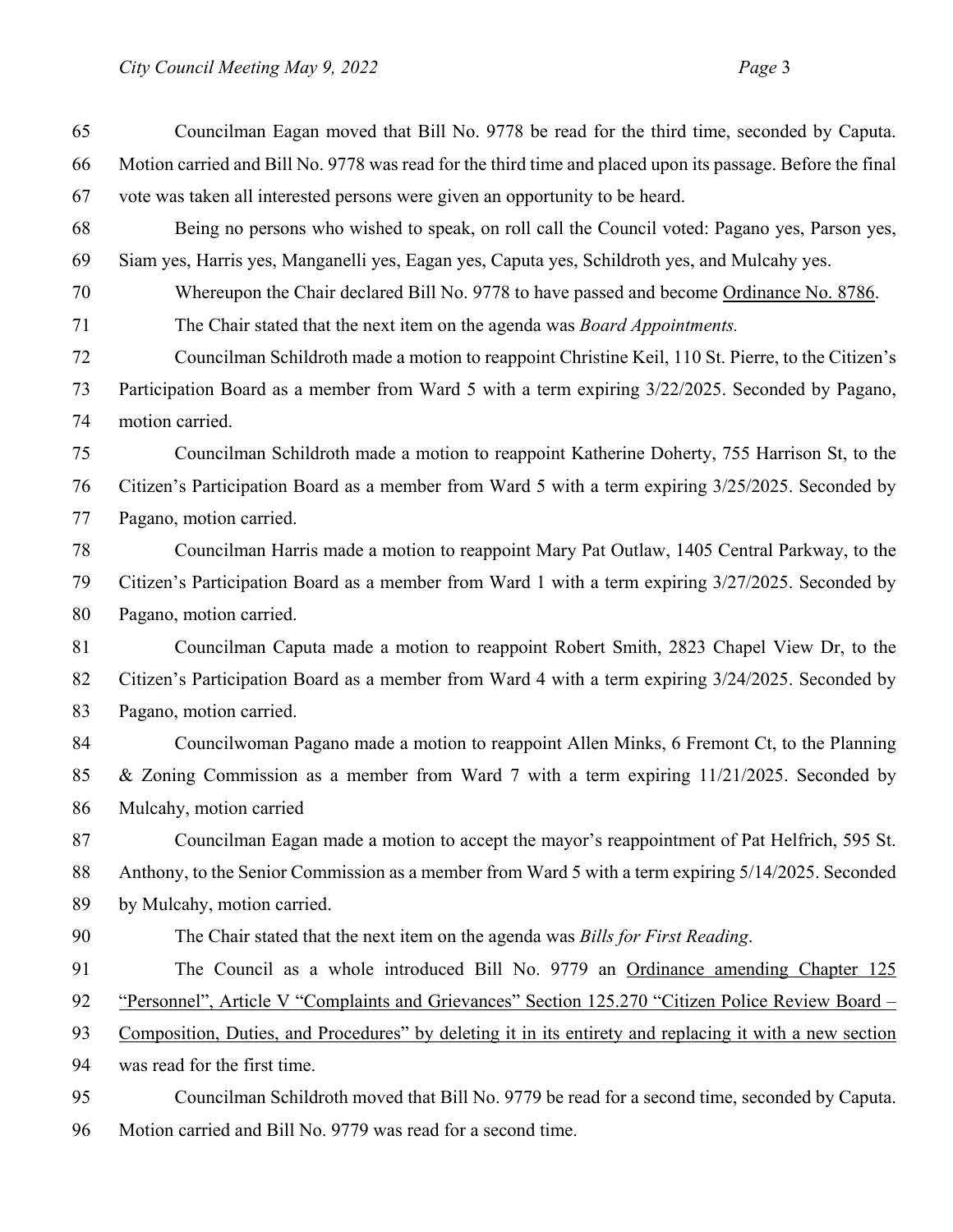Councilman Eagan moved that Bill No. 9778 be read for the third time, seconded by Caputa. Motion carried and Bill No. 9778 was read for the third time and placed upon its passage. Before the final vote was taken all interested persons were given an opportunity to be heard.

Being no persons who wished to speak, on roll call the Council voted: Pagano yes, Parson yes, Siam yes, Harris yes, Manganelli yes, Eagan yes, Caputa yes, Schildroth yes, and Mulcahy yes.

Whereupon the Chair declared Bill No. 9778 to have passed and become <u>Ordinance No. 8786</u>.

The Chair stated that the next item on the agenda was *Board Appointments.*

Councilman Schildroth made a motion to reappoint Christine Keil, 110 St. Pierre, to the Citizen's Participation Board as a member from Ward 5 with a term expiring 3/22/2025. Seconded by Pagano, motion carried.

Councilman Schildroth made a motion to reappoint Katherine Doherty, 755 Harrison St, to the Citizen's Participation Board as a member from Ward 5 with a term expiring 3/25/2025. Seconded by Pagano, motion carried.

Councilman Harris made a motion to reappoint Mary Pat Outlaw, 1405 Central Parkway, to the Citizen's Participation Board as a member from Ward 1 with a term expiring 3/27/2025. Seconded by Pagano, motion carried.

Councilman Caputa made a motion to reappoint Robert Smith, 2823 Chapel View Dr, to the Citizen's Participation Board as a member from Ward 4 with a term expiring 3/24/2025. Seconded by Pagano, motion carried.

Councilwoman Pagano made a motion to reappoint Allen Minks, 6 Fremont Ct, to the Planning & Zoning Commission as a member from Ward 7 with a term expiring 11/21/2025. Seconded by Mulcahy, motion carried

Councilman Eagan made a motion to accept the mayor's reappointment of Pat Helfrich, 595 St. Anthony, to the Senior Commission as a member from Ward 5 with a term expiring 5/14/2025. Seconded by Mulcahy, motion carried.

The Chair stated that the next item on the agenda was *Bills for First Reading*.

The Council as a whole introduced Bill No. 9779 an <u>Ordinance amending Chapter 125 "Personnel", Article V "Complaints and Grievances" Section 125.270 "Citizen Police Review Board – Composition, Duties, and Procedures" by deleting it in its entirety and replacing it with a new section</u> was read for the first time.

Councilman Schildroth moved that Bill No. 9779 be read for a second time, seconded by Caputa. Motion carried and Bill No. 9779 was read for a second time.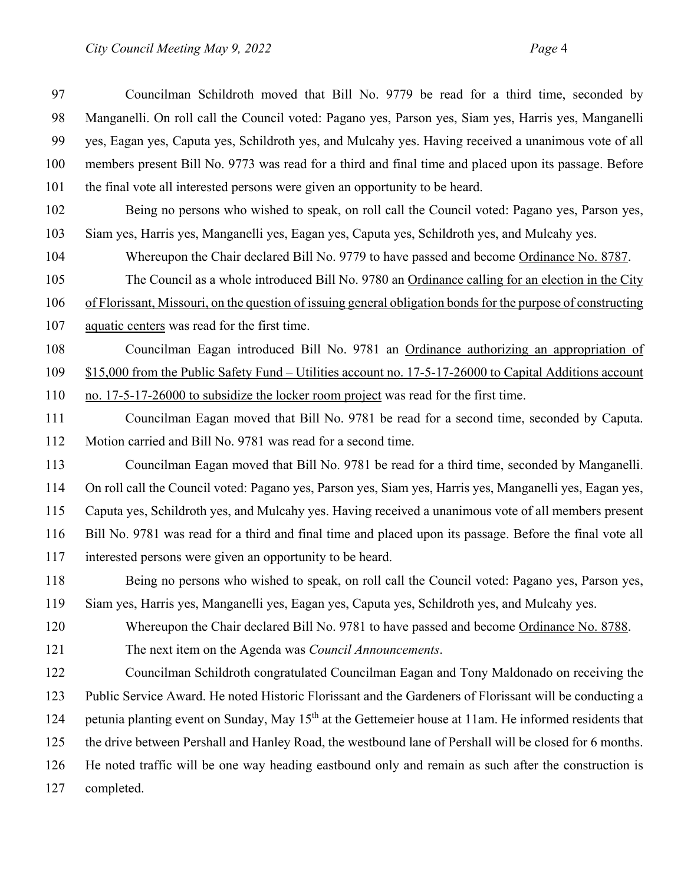Councilman Schildroth moved that Bill No. 9779 be read for a third time, seconded by Manganelli. On roll call the Council voted: Pagano yes, Parson yes, Siam yes, Harris yes, Manganelli yes, Eagan yes, Caputa yes, Schildroth yes, and Mulcahy yes. Having received a unanimous vote of all members present Bill No. 9773 was read for a third and final time and placed upon its passage. Before the final vote all interested persons were given an opportunity to be heard.

Being no persons who wished to speak, on roll call the Council voted: Pagano yes, Parson yes, Siam yes, Harris yes, Manganelli yes, Eagan yes, Caputa yes, Schildroth yes, and Mulcahy yes.

Whereupon the Chair declared Bill No. 9779 to have passed and become Ordinance No. 8787.

The Council as a whole introduced Bill No. 9780 an Ordinance calling for an election in the City of Florissant, Missouri, on the question of issuing general obligation bonds for the purpose of constructing aquatic centers was read for the first time.

Councilman Eagan introduced Bill No. 9781 an Ordinance authorizing an appropriation of $15,000 from the Public Safety Fund – Utilities account no. 17-5-17-26000 to Capital Additions account no. 17-5-17-26000 to subsidize the locker room project was read for the first time.

Councilman Eagan moved that Bill No. 9781 be read for a second time, seconded by Caputa. Motion carried and Bill No. 9781 was read for a second time.

Councilman Eagan moved that Bill No. 9781 be read for a third time, seconded by Manganelli. On roll call the Council voted: Pagano yes, Parson yes, Siam yes, Harris yes, Manganelli yes, Eagan yes, Caputa yes, Schildroth yes, and Mulcahy yes. Having received a unanimous vote of all members present Bill No. 9781 was read for a third and final time and placed upon its passage. Before the final vote all interested persons were given an opportunity to be heard.

Being no persons who wished to speak, on roll call the Council voted: Pagano yes, Parson yes, Siam yes, Harris yes, Manganelli yes, Eagan yes, Caputa yes, Schildroth yes, and Mulcahy yes.

Whereupon the Chair declared Bill No. 9781 to have passed and become Ordinance No. 8788.

The next item on the Agenda was *Council Announcements*.

Councilman Schildroth congratulated Councilman Eagan and Tony Maldonado on receiving the Public Service Award. He noted Historic Florissant and the Gardeners of Florissant will be conducting a petunia planting event on Sunday, May 15th at the Gettemeier house at 11am. He informed residents that the drive between Pershall and Hanley Road, the westbound lane of Pershall will be closed for 6 months. He noted traffic will be one way heading eastbound only and remain as such after the construction is completed.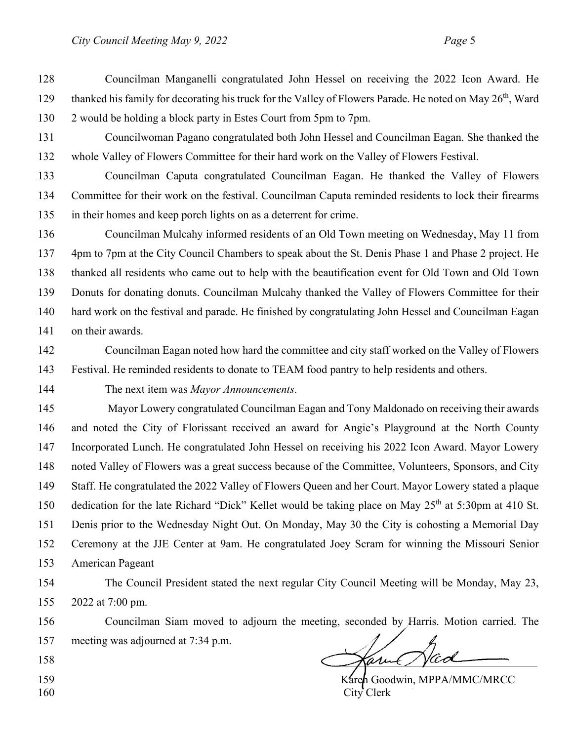Councilman Manganelli congratulated John Hessel on receiving the 2022 Icon Award. He thanked his family for decorating his truck for the Valley of Flowers Parade. He noted on May 26th, Ward 2 would be holding a block party in Estes Court from 5pm to 7pm.

Councilwoman Pagano congratulated both John Hessel and Councilman Eagan. She thanked the whole Valley of Flowers Committee for their hard work on the Valley of Flowers Festival.

Councilman Caputa congratulated Councilman Eagan. He thanked the Valley of Flowers Committee for their work on the festival. Councilman Caputa reminded residents to lock their firearms in their homes and keep porch lights on as a deterrent for crime.

Councilman Mulcahy informed residents of an Old Town meeting on Wednesday, May 11 from 4pm to 7pm at the City Council Chambers to speak about the St. Denis Phase 1 and Phase 2 project. He thanked all residents who came out to help with the beautification event for Old Town and Old Town Donuts for donating donuts. Councilman Mulcahy thanked the Valley of Flowers Committee for their hard work on the festival and parade. He finished by congratulating John Hessel and Councilman Eagan on their awards.

Councilman Eagan noted how hard the committee and city staff worked on the Valley of Flowers Festival. He reminded residents to donate to TEAM food pantry to help residents and others.

The next item was *Mayor Announcements*.

Mayor Lowery congratulated Councilman Eagan and Tony Maldonado on receiving their awards and noted the City of Florissant received an award for Angie's Playground at the North County Incorporated Lunch. He congratulated John Hessel on receiving his 2022 Icon Award. Mayor Lowery noted Valley of Flowers was a great success because of the Committee, Volunteers, Sponsors, and City Staff. He congratulated the 2022 Valley of Flowers Queen and her Court. Mayor Lowery stated a plaque dedication for the late Richard "Dick" Kellet would be taking place on May 25th at 5:30pm at 410 St. Denis prior to the Wednesday Night Out. On Monday, May 30 the City is cohosting a Memorial Day Ceremony at the JJE Center at 9am. He congratulated Joey Scram for winning the Missouri Senior American Pageant

The Council President stated the next regular City Council Meeting will be Monday, May 23, 2022 at 7:00 pm.

Councilman Siam moved to adjourn the meeting, seconded by Harris. Motion carried. The meeting was adjourned at 7:34 p.m.

Karen Goodwin, MPPA/MMC/MRCC
City Clerk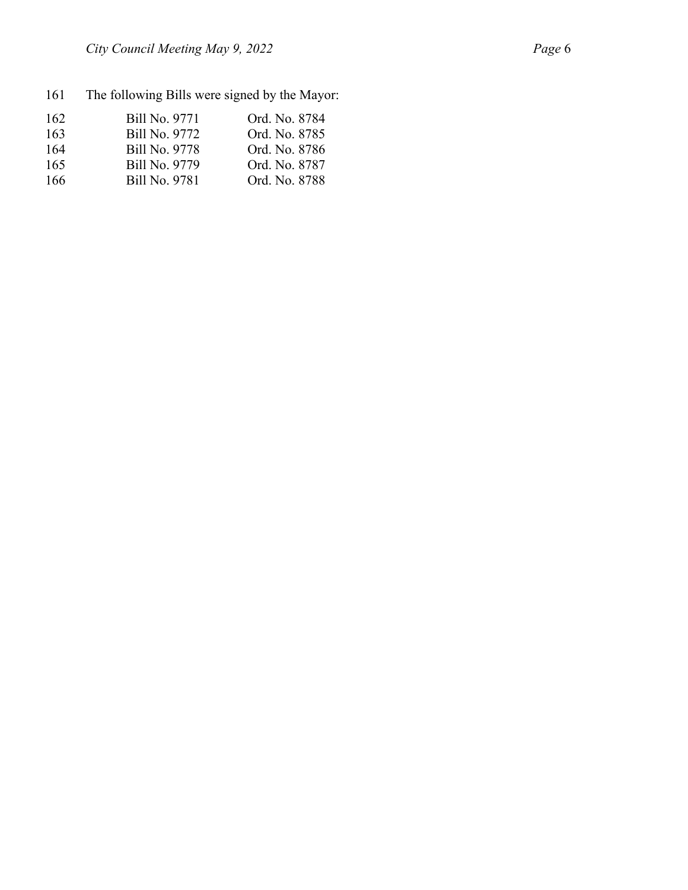The following Bills were signed by the Mayor:

| | |
|---|---|
| Bill No. 9771 | Ord. No. 8784 |
| Bill No. 9772 | Ord. No. 8785 |
| Bill No. 9778 | Ord. No. 8786 |
| Bill No. 9779 | Ord. No. 8787 |
| Bill No. 9781 | Ord. No. 8788 |